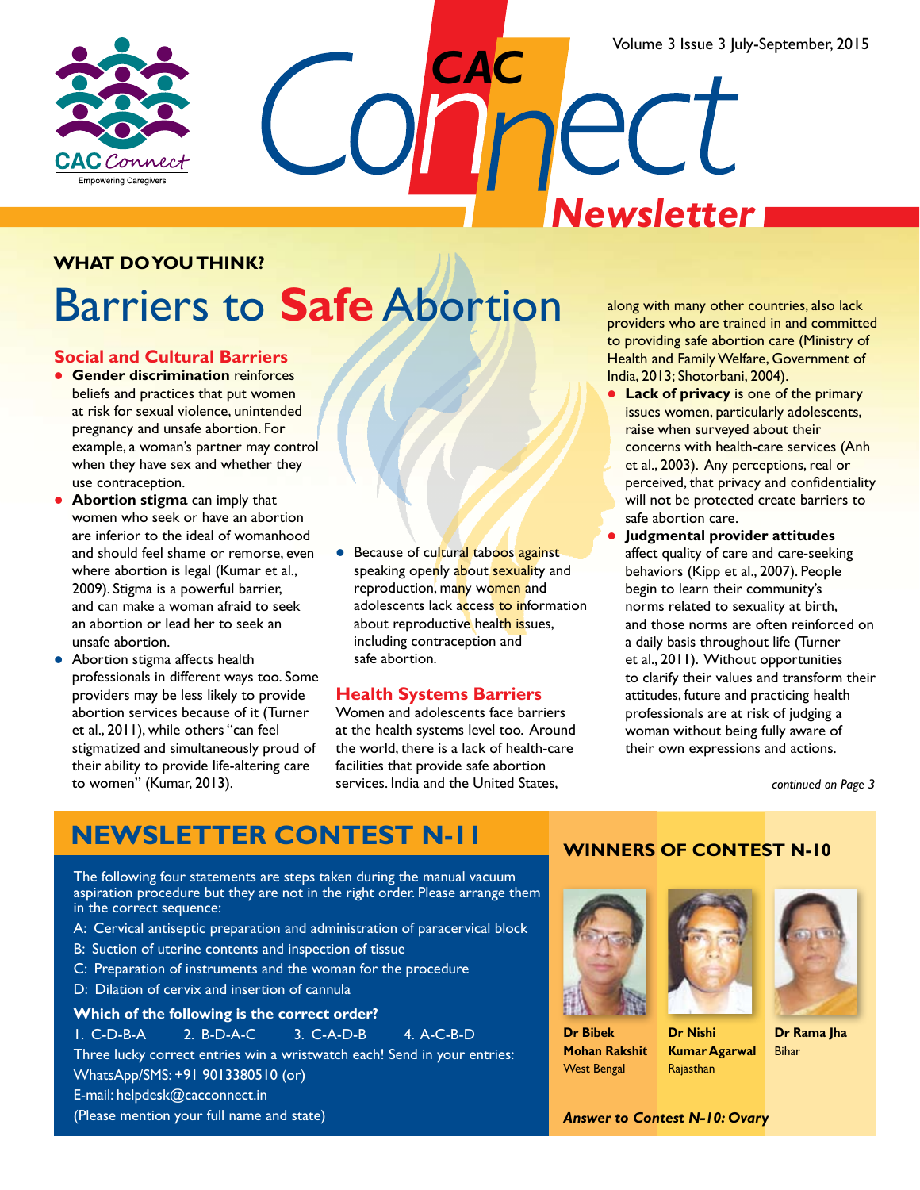# CAC Connect Newsletter

Volume 3 Issue 3 July-September, 2015

## WHAT DO YOU THINK?

# Barriers to **Safe** Abortion

### Social and Cultural Barriers

- **Gender discrimination** reinforces beliefs and practices that put women at risk for sexual violence, unintended pregnancy and unsafe abortion. For example, a woman's partner may control when they have sex and whether they use contraception.
- **Abortion stigma** can imply that women who seek or have an abortion are inferior to the ideal of womanhood and should feel shame or remorse, even where abortion is legal (Kumar et al., 2009). Stigma is a powerful barrier, and can make a woman afraid to seek an abortion or lead her to seek an unsafe abortion.
- Abortion stigma affects health professionals in different ways too. Some providers may be less likely to provide abortion services because of it (Turner et al., 2011), while others "can feel stigmatized and simultaneously proud of their ability to provide life-altering care to women" (Kumar, 2013).
- Because of cultural taboos against speaking openly about sexuality and reproduction, many women and adolescents lack access to information about reproductive health issues, including contraception and safe abortion.

### Health Systems Barriers

Women and adolescents face barriers at the health systems level too. Around the world, there is a lack of health-care facilities that provide safe abortion services. India and the United States, along with many other countries, also lack providers who are trained in and committed to providing safe abortion care (Ministry of Health and Family Welfare, Government of India, 2013; Shotorbani, 2004).

- **Lack of privacy** is one of the primary issues women, particularly adolescents, raise when surveyed about their concerns with health-care services (Anh et al., 2003). Any perceptions, real or perceived, that privacy and confidentiality will not be protected create barriers to safe abortion care.
- **Judgmental provider attitudes** affect quality of care and care-seeking behaviors (Kipp et al., 2007). People begin to learn their community's norms related to sexuality at birth, and those norms are often reinforced on a daily basis throughout life (Turner et al., 2011). Without opportunities to clarify their values and transform their attitudes, future and practicing health professionals are at risk of judging a woman without being fully aware of their own expressions and actions.

*continued on Page 3*

## NEWSLETTER CONTEST N-11

The following four statements are steps taken during the manual vacuum aspiration procedure but they are not in the right order. Please arrange them in the correct sequence:

A: Cervical antiseptic preparation and administration of paracervical block
B: Suction of uterine contents and inspection of tissue
C: Preparation of instruments and the woman for the procedure
D: Dilation of cervix and insertion of cannula

**Which of the following is the correct order?**

1. C-D-B-A  2. B-D-A-C  3. C-A-D-B  4. A-C-B-D

Three lucky correct entries win a wristwatch each! Send in your entries:
WhatsApp/SMS: +91 9013380510 (or)
E-mail: helpdesk@cacconnect.in
(Please mention your full name and state)

## WINNERS OF CONTEST N-10

**Dr Bibek Mohan Rakshit**
West Bengal

**Dr Nishi Kumar Agarwal**
Rajasthan

**Dr Rama Jha**
Bihar

***Answer to Contest N-10: Ovary***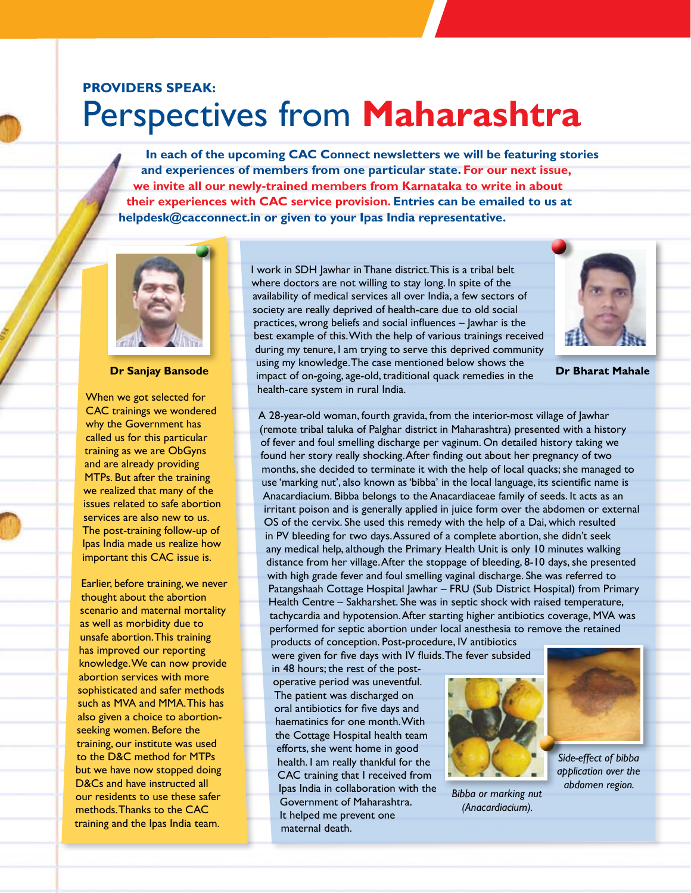**PROVIDERS SPEAK:**

# Perspectives from Maharashtra

**In each of the upcoming CAC Connect newsletters we will be featuring stories and experiences of members from one particular state. For our next issue, we invite all our newly-trained members from Karnataka to write in about their experiences with CAC service provision. Entries can be emailed to us at helpdesk@cacconnect.in or given to your Ipas India representative.**

**Dr Sanjay Bansode**

When we got selected for CAC trainings we wondered why the Government has called us for this particular training as we are ObGyns and are already providing MTPs. But after the training we realized that many of the issues related to safe abortion services are also new to us. The post-training follow-up of Ipas India made us realize how important this CAC issue is.

Earlier, before training, we never thought about the abortion scenario and maternal mortality as well as morbidity due to unsafe abortion. This training has improved our reporting knowledge. We can now provide abortion services with more sophisticated and safer methods such as MVA and MMA. This has also given a choice to abortion-seeking women. Before the training, our institute was used to the D&C method for MTPs but we have now stopped doing D&Cs and have instructed all our residents to use these safer methods. Thanks to the CAC training and the Ipas India team.

**Dr Bharat Mahale**

I work in SDH Jawhar in Thane district. This is a tribal belt where doctors are not willing to stay long. In spite of the availability of medical services all over India, a few sectors of society are really deprived of health-care due to old social practices, wrong beliefs and social influences – Jawhar is the best example of this. With the help of various trainings received during my tenure, I am trying to serve this deprived community using my knowledge. The case mentioned below shows the impact of on-going, age-old, traditional quack remedies in the health-care system in rural India.

A 28-year-old woman, fourth gravida, from the interior-most village of Jawhar (remote tribal taluka of Palghar district in Maharashtra) presented with a history of fever and foul smelling discharge per vaginum. On detailed history taking we found her story really shocking. After finding out about her pregnancy of two months, she decided to terminate it with the help of local quacks; she managed to use 'marking nut', also known as 'bibba' in the local language, its scientific name is Anacardiacium. Bibba belongs to the Anacardiaceae family of seeds. It acts as an irritant poison and is generally applied in juice form over the abdomen or external OS of the cervix. She used this remedy with the help of a Dai, which resulted in PV bleeding for two days. Assured of a complete abortion, she didn't seek any medical help, although the Primary Health Unit is only 10 minutes walking distance from her village. After the stoppage of bleeding, 8-10 days, she presented with high grade fever and foul smelling vaginal discharge. She was referred to Patangshaah Cottage Hospital Jawhar – FRU (Sub District Hospital) from Primary Health Centre – Sakharshet. She was in septic shock with raised temperature, tachycardia and hypotension. After starting higher antibiotics coverage, MVA was performed for septic abortion under local anesthesia to remove the retained products of conception. Post-procedure, IV antibiotics were given for five days with IV fluids. The fever subsided in 48 hours; the rest of the post-operative period was uneventful. The patient was discharged on oral antibiotics for five days and haematinics for one month. With the Cottage Hospital health team efforts, she went home in good health. I am really thankful for the CAC training that I received from Ipas India in collaboration with the Government of Maharashtra. It helped me prevent one maternal death.

*Bibba or marking nut (Anacardiacium).*

*Side-effect of bibba application over the abdomen region.*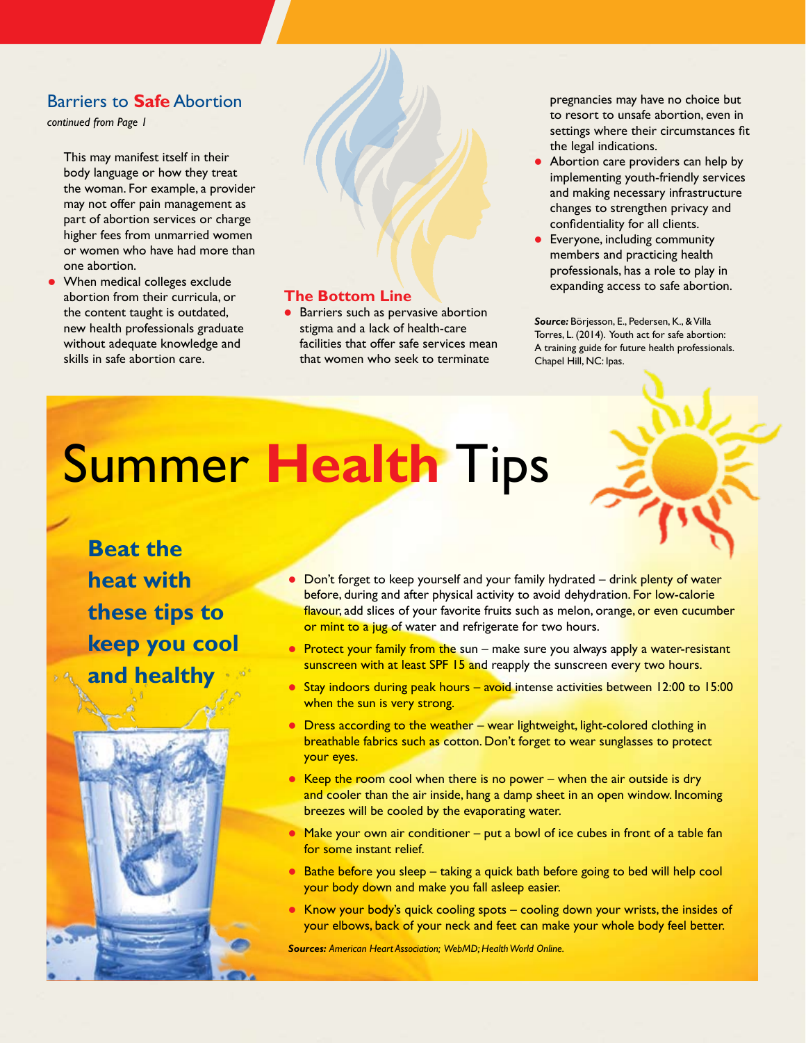## Barriers to **Safe** Abortion

*continued from Page 1*

This may manifest itself in their body language or how they treat the woman. For example, a provider may not offer pain management as part of abortion services or charge higher fees from unmarried women or women who have had more than one abortion.

- When medical colleges exclude abortion from their curricula, or the content taught is outdated, new health professionals graduate without adequate knowledge and skills in safe abortion care.

### The Bottom Line

- Barriers such as pervasive abortion stigma and a lack of health-care facilities that offer safe services mean that women who seek to terminate pregnancies may have no choice but to resort to unsafe abortion, even in settings where their circumstances fit the legal indications.
- Abortion care providers can help by implementing youth-friendly services and making necessary infrastructure changes to strengthen privacy and confidentiality for all clients.
- Everyone, including community members and practicing health professionals, has a role to play in expanding access to safe abortion.

***Source:*** Börjesson, E., Pedersen, K., & Villa Torres, L. (2014). Youth act for safe abortion: A training guide for future health professionals. Chapel Hill, NC: Ipas.

# Summer **Health** Tips

**Beat the heat with these tips to keep you cool and healthy**

- Don't forget to keep yourself and your family hydrated – drink plenty of water before, during and after physical activity to avoid dehydration. For low-calorie flavour, add slices of your favorite fruits such as melon, orange, or even cucumber or mint to a jug of water and refrigerate for two hours.
- Protect your family from the sun – make sure you always apply a water-resistant sunscreen with at least SPF 15 and reapply the sunscreen every two hours.
- Stay indoors during peak hours – avoid intense activities between 12:00 to 15:00 when the sun is very strong.
- Dress according to the weather – wear lightweight, light-colored clothing in breathable fabrics such as cotton. Don't forget to wear sunglasses to protect your eyes.
- Keep the room cool when there is no power – when the air outside is dry and cooler than the air inside, hang a damp sheet in an open window. Incoming breezes will be cooled by the evaporating water.
- Make your own air conditioner – put a bowl of ice cubes in front of a table fan for some instant relief.
- Bathe before you sleep – taking a quick bath before going to bed will help cool your body down and make you fall asleep easier.
- Know your body's quick cooling spots – cooling down your wrists, the insides of your elbows, back of your neck and feet can make your whole body feel better.

***Sources:*** *American Heart Association; WebMD; Health World Online.*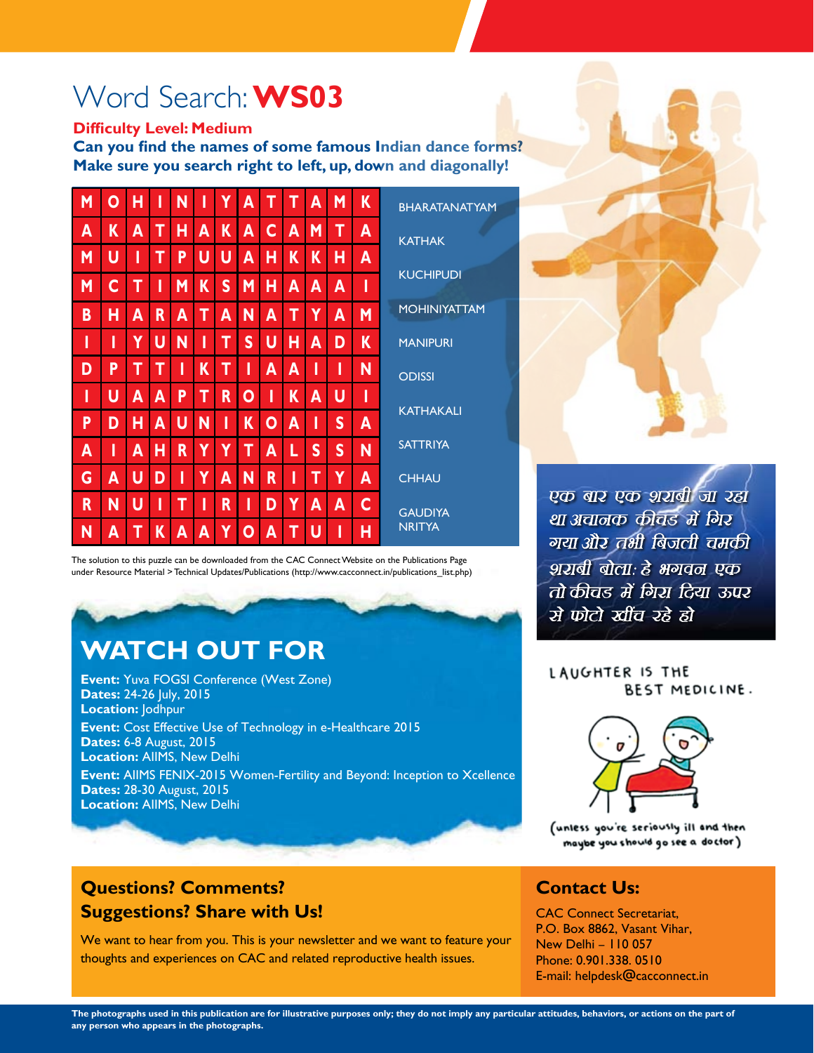# Word Search: **WS03**

**Difficulty Level: Medium**

**Can you find the names of some famous Indian dance forms? Make sure you search right to left, up, down and diagonally!**

| | | | | | | | | | | | | |
|---|---|---|---|---|---|---|---|---|---|---|---|---|
| M | O | H | I | N | I | Y | A | T | T | A | M | K |
| A | K | A | T | H | A | K | A | C | A | M | T | A |
| M | U | I | T | P | U | U | A | H | K | K | H | A |
| M | C | T | I | M | K | S | M | H | A | A | A | I |
| B | H | A | R | A | T | A | N | A | T | Y | A | M |
| I | I | Y | U | N | I | T | S | U | H | A | D | K |
| D | P | T | T | I | K | T | I | A | A | I | I | N |
| I | U | A | A | P | T | R | O | I | K | A | U | I |
| P | D | H | A | U | N | I | K | O | A | I | S | A |
| A | I | A | H | R | Y | Y | T | A | L | S | S | N |
| G | A | U | D | I | Y | A | N | R | I | T | Y | A |
| R | N | U | I | T | I | R | I | D | Y | A | A | C |
| N | A | T | K | A | A | Y | O | A | T | U | I | H |

- BHARATANATYAM
- KATHAK
- KUCHIPUDI
- MOHINIYATTAM
- MANIPURI
- ODISSI
- KATHAKALI
- SATTRIYA
- CHHAU
- GAUDIYA NRITYA

The solution to this puzzle can be downloaded from the CAC Connect Website on the Publications Page under Resource Material > Technical Updates/Publications (http://www.cacconnect.in/publications_list.php)

एक बार एक शराबी जा रहा था अचानक कीचड में गिर गया और तभी बिजली चमकी शराबी बोला: हे भगवन एक तो कीचड में गिरा दिया ऊपर से फोटो खींच रहे हो

LAUGHTER IS THE BEST MEDICINE.

(unless you're seriously ill and then maybe you should go see a doctor)

## WATCH OUT FOR

**Event:** Yuva FOGSI Conference (West Zone)
**Dates:** 24-26 July, 2015
**Location:** Jodhpur

**Event:** Cost Effective Use of Technology in e-Healthcare 2015
**Dates:** 6-8 August, 2015
**Location:** AIIMS, New Delhi

**Event:** AIIMS FENIX-2015 Women-Fertility and Beyond: Inception to Xcellence
**Dates:** 28-30 August, 2015
**Location:** AIIMS, New Delhi

## Questions? Comments? Suggestions? Share with Us!

We want to hear from you. This is your newsletter and we want to feature your thoughts and experiences on CAC and related reproductive health issues.

## Contact Us:

CAC Connect Secretariat,
P.O. Box 8862, Vasant Vihar,
New Delhi – 110 057
Phone: 0.901.338. 0510
E-mail: helpdesk@cacconnect.in

**The photographs used in this publication are for illustrative purposes only; they do not imply any particular attitudes, behaviors, or actions on the part of any person who appears in the photographs.**